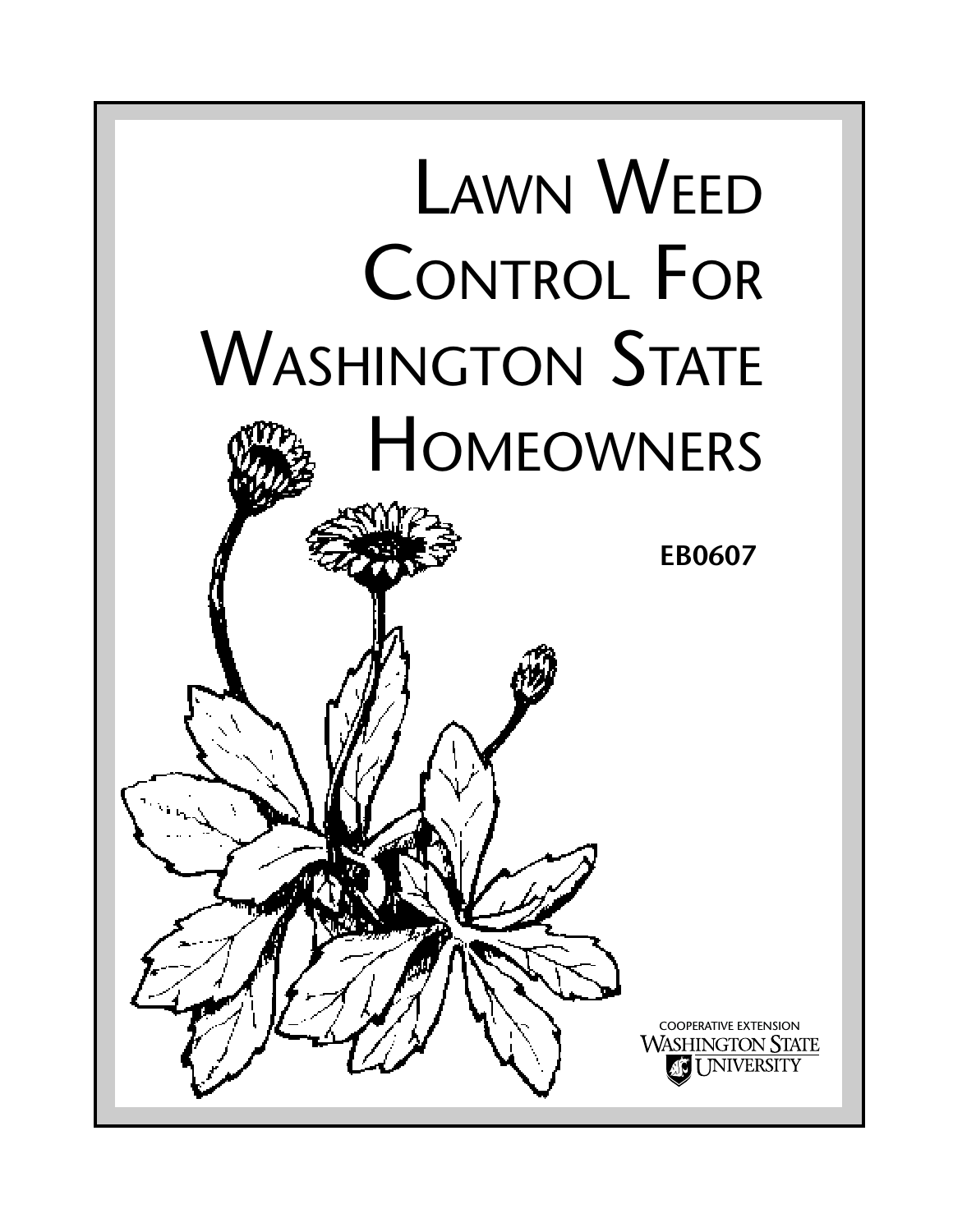# Lawn Weed Control For Washington State Homeowners

**EB0607**

COOPERATIVE EXTENSION
WASHINGTON STATE UNIVERSITY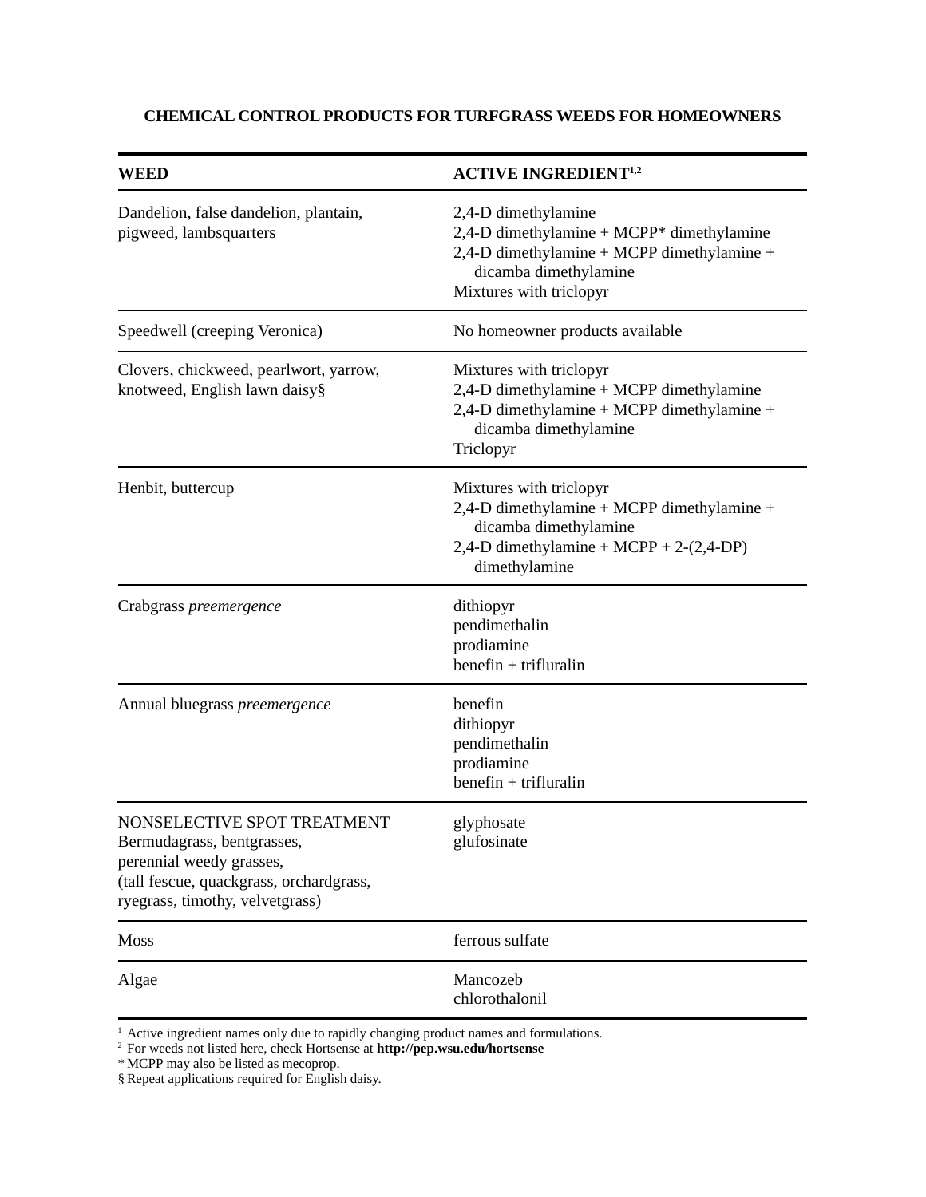**CHEMICAL CONTROL PRODUCTS FOR TURFGRASS WEEDS FOR HOMEOWNERS**

| WEED | ACTIVE INGREDIENT[1,2] |
|---|---|
| Dandelion, false dandelion, plantain, pigweed, lambsquarters | 2,4-D dimethylamine<br>2,4-D dimethylamine + MCPP* dimethylamine<br>2,4-D dimethylamine + MCPP dimethylamine + dicamba dimethylamine<br>Mixtures with triclopyr |
| Speedwell (creeping Veronica) | No homeowner products available |
| Clovers, chickweed, pearlwort, yarrow, knotweed, English lawn daisy§ | Mixtures with triclopyr<br>2,4-D dimethylamine + MCPP dimethylamine<br>2,4-D dimethylamine + MCPP dimethylamine + dicamba dimethylamine<br>Triclopyr |
| Henbit, buttercup | Mixtures with triclopyr<br>2,4-D dimethylamine + MCPP dimethylamine + dicamba dimethylamine<br>2,4-D dimethylamine + MCPP + 2-(2,4-DP) dimethylamine |
| Crabgrass *preemergence* | dithiopyr<br>pendimethalin<br>prodiamine<br>benefin + trifluralin |
| Annual bluegrass *preemergence* | benefin<br>dithiopyr<br>pendimethalin<br>prodiamine<br>benefin + trifluralin |
| NONSELECTIVE SPOT TREATMENT<br>Bermudagrass, bentgrasses, perennial weedy grasses, (tall fescue, quackgrass, orchardgrass, ryegrass, timothy, velvetgrass) | glyphosate<br>glufosinate |
| Moss | ferrous sulfate |
| Algae | Mancozeb<br>chlorothalonil |

[1] Active ingredient names only due to rapidly changing product names and formulations.
[2] For weeds not listed here, check Hortsense at **http://pep.wsu.edu/hortsense**
* MCPP may also be listed as mecoprop.
§ Repeat applications required for English daisy.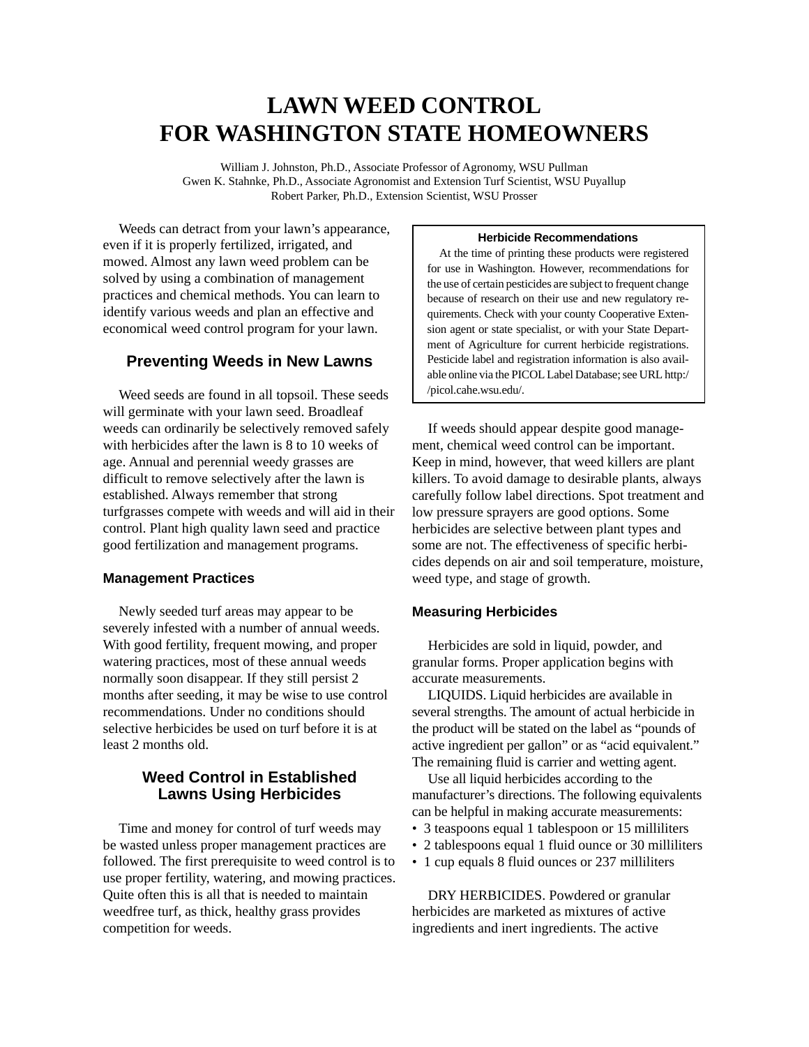# LAWN WEED CONTROL
# FOR WASHINGTON STATE HOMEOWNERS

William J. Johnston, Ph.D., Associate Professor of Agronomy, WSU Pullman
Gwen K. Stahnke, Ph.D., Associate Agronomist and Extension Turf Scientist, WSU Puyallup
Robert Parker, Ph.D., Extension Scientist, WSU Prosser

Weeds can detract from your lawn's appearance, even if it is properly fertilized, irrigated, and mowed. Almost any lawn weed problem can be solved by using a combination of management practices and chemical methods. You can learn to identify various weeds and plan an effective and economical weed control program for your lawn.

## Preventing Weeds in New Lawns

Weed seeds are found in all topsoil. These seeds will germinate with your lawn seed. Broadleaf weeds can ordinarily be selectively removed safely with herbicides after the lawn is 8 to 10 weeks of age. Annual and perennial weedy grasses are difficult to remove selectively after the lawn is established. Always remember that strong turfgrasses compete with weeds and will aid in their control. Plant high quality lawn seed and practice good fertilization and management programs.

### Management Practices

Newly seeded turf areas may appear to be severely infested with a number of annual weeds. With good fertility, frequent mowing, and proper watering practices, most of these annual weeds normally soon disappear. If they still persist 2 months after seeding, it may be wise to use control recommendations. Under no conditions should selective herbicides be used on turf before it is at least 2 months old.

## Weed Control in Established Lawns Using Herbicides

Time and money for control of turf weeds may be wasted unless proper management practices are followed. The first prerequisite to weed control is to use proper fertility, watering, and mowing practices. Quite often this is all that is needed to maintain weedfree turf, as thick, healthy grass provides competition for weeds.

**Herbicide Recommendations**

At the time of printing these products were registered for use in Washington. However, recommendations for the use of certain pesticides are subject to frequent change because of research on their use and new regulatory requirements. Check with your county Cooperative Extension agent or state specialist, or with your State Department of Agriculture for current herbicide registrations. Pesticide label and registration information is also available online via the PICOL Label Database; see URL http://picol.cahe.wsu.edu/.

If weeds should appear despite good management, chemical weed control can be important. Keep in mind, however, that weed killers are plant killers. To avoid damage to desirable plants, always carefully follow label directions. Spot treatment and low pressure sprayers are good options. Some herbicides are selective between plant types and some are not. The effectiveness of specific herbicides depends on air and soil temperature, moisture, weed type, and stage of growth.

### Measuring Herbicides

Herbicides are sold in liquid, powder, and granular forms. Proper application begins with accurate measurements.

LIQUIDS. Liquid herbicides are available in several strengths. The amount of actual herbicide in the product will be stated on the label as "pounds of active ingredient per gallon" or as "acid equivalent." The remaining fluid is carrier and wetting agent.

Use all liquid herbicides according to the manufacturer's directions. The following equivalents can be helpful in making accurate measurements:

- 3 teaspoons equal 1 tablespoon or 15 milliliters
- 2 tablespoons equal 1 fluid ounce or 30 milliliters
- 1 cup equals 8 fluid ounces or 237 milliliters

DRY HERBICIDES. Powdered or granular herbicides are marketed as mixtures of active ingredients and inert ingredients. The active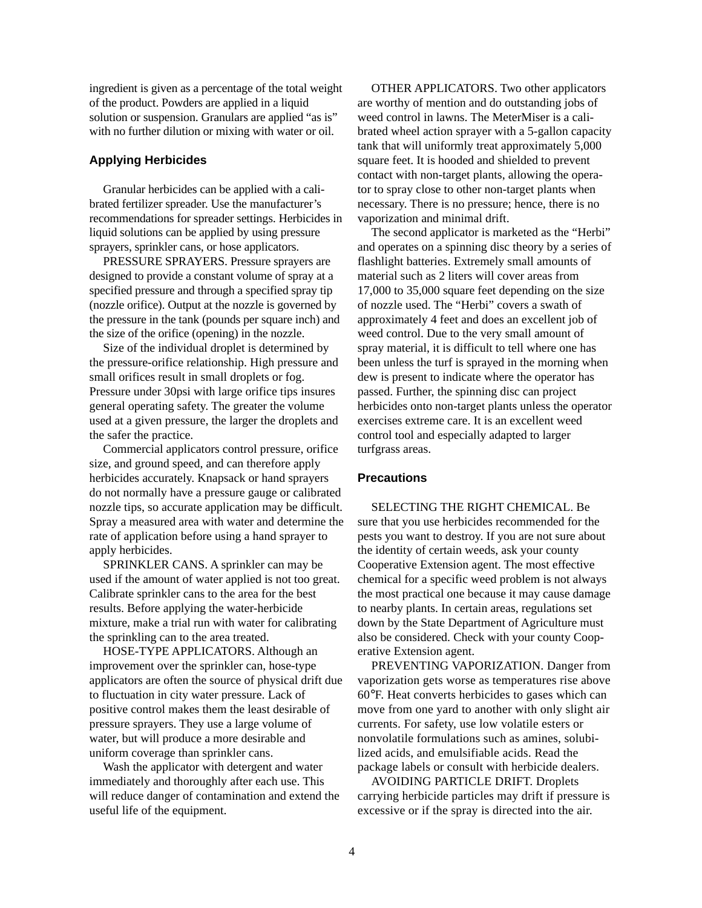ingredient is given as a percentage of the total weight of the product. Powders are applied in a liquid solution or suspension. Granulars are applied "as is" with no further dilution or mixing with water or oil.

## Applying Herbicides

Granular herbicides can be applied with a calibrated fertilizer spreader. Use the manufacturer's recommendations for spreader settings. Herbicides in liquid solutions can be applied by using pressure sprayers, sprinkler cans, or hose applicators.

PRESSURE SPRAYERS. Pressure sprayers are designed to provide a constant volume of spray at a specified pressure and through a specified spray tip (nozzle orifice). Output at the nozzle is governed by the pressure in the tank (pounds per square inch) and the size of the orifice (opening) in the nozzle.

Size of the individual droplet is determined by the pressure-orifice relationship. High pressure and small orifices result in small droplets or fog. Pressure under 30psi with large orifice tips insures general operating safety. The greater the volume used at a given pressure, the larger the droplets and the safer the practice.

Commercial applicators control pressure, orifice size, and ground speed, and can therefore apply herbicides accurately. Knapsack or hand sprayers do not normally have a pressure gauge or calibrated nozzle tips, so accurate application may be difficult. Spray a measured area with water and determine the rate of application before using a hand sprayer to apply herbicides.

SPRINKLER CANS. A sprinkler can may be used if the amount of water applied is not too great. Calibrate sprinkler cans to the area for the best results. Before applying the water-herbicide mixture, make a trial run with water for calibrating the sprinkling can to the area treated.

HOSE-TYPE APPLICATORS. Although an improvement over the sprinkler can, hose-type applicators are often the source of physical drift due to fluctuation in city water pressure. Lack of positive control makes them the least desirable of pressure sprayers. They use a large volume of water, but will produce a more desirable and uniform coverage than sprinkler cans.

Wash the applicator with detergent and water immediately and thoroughly after each use. This will reduce danger of contamination and extend the useful life of the equipment.

OTHER APPLICATORS. Two other applicators are worthy of mention and do outstanding jobs of weed control in lawns. The MeterMiser is a calibrated wheel action sprayer with a 5-gallon capacity tank that will uniformly treat approximately 5,000 square feet. It is hooded and shielded to prevent contact with non-target plants, allowing the operator to spray close to other non-target plants when necessary. There is no pressure; hence, there is no vaporization and minimal drift.

The second applicator is marketed as the "Herbi" and operates on a spinning disc theory by a series of flashlight batteries. Extremely small amounts of material such as 2 liters will cover areas from 17,000 to 35,000 square feet depending on the size of nozzle used. The "Herbi" covers a swath of approximately 4 feet and does an excellent job of weed control. Due to the very small amount of spray material, it is difficult to tell where one has been unless the turf is sprayed in the morning when dew is present to indicate where the operator has passed. Further, the spinning disc can project herbicides onto non-target plants unless the operator exercises extreme care. It is an excellent weed control tool and especially adapted to larger turfgrass areas.

## Precautions

SELECTING THE RIGHT CHEMICAL. Be sure that you use herbicides recommended for the pests you want to destroy. If you are not sure about the identity of certain weeds, ask your county Cooperative Extension agent. The most effective chemical for a specific weed problem is not always the most practical one because it may cause damage to nearby plants. In certain areas, regulations set down by the State Department of Agriculture must also be considered. Check with your county Cooperative Extension agent.

PREVENTING VAPORIZATION. Danger from vaporization gets worse as temperatures rise above 60°F. Heat converts herbicides to gases which can move from one yard to another with only slight air currents. For safety, use low volatile esters or nonvolatile formulations such as amines, solubilized acids, and emulsifiable acids. Read the package labels or consult with herbicide dealers.

AVOIDING PARTICLE DRIFT. Droplets carrying herbicide particles may drift if pressure is excessive or if the spray is directed into the air.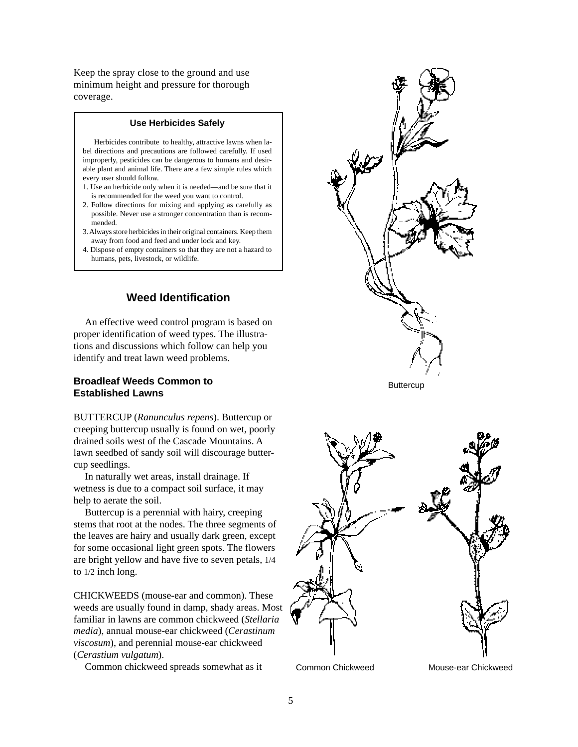Keep the spray close to the ground and use minimum height and pressure for thorough coverage.

**Use Herbicides Safely**

Herbicides contribute to healthy, attractive lawns when label directions and precautions are followed carefully. If used improperly, pesticides can be dangerous to humans and desirable plant and animal life. There are a few simple rules which every user should follow.

1. Use an herbicide only when it is needed—and be sure that it is recommended for the weed you want to control.
2. Follow directions for mixing and applying as carefully as possible. Never use a stronger concentration than is recommended.
3. Always store herbicides in their original containers. Keep them away from food and feed and under lock and key.
4. Dispose of empty containers so that they are not a hazard to humans, pets, livestock, or wildlife.

## Weed Identification

An effective weed control program is based on proper identification of weed types. The illustrations and discussions which follow can help you identify and treat lawn weed problems.

### Broadleaf Weeds Common to Established Lawns

BUTTERCUP (*Ranunculus repens*). Buttercup or creeping buttercup usually is found on wet, poorly drained soils west of the Cascade Mountains. A lawn seedbed of sandy soil will discourage buttercup seedlings.

In naturally wet areas, install drainage. If wetness is due to a compact soil surface, it may help to aerate the soil.

Buttercup is a perennial with hairy, creeping stems that root at the nodes. The three segments of the leaves are hairy and usually dark green, except for some occasional light green spots. The flowers are bright yellow and have five to seven petals, 1/4 to 1/2 inch long.

Buttercup

CHICKWEEDS (mouse-ear and common). These weeds are usually found in damp, shady areas. Most familiar in lawns are common chickweed (*Stellaria media*), annual mouse-ear chickweed (*Cerastinum viscosum*), and perennial mouse-ear chickweed (*Cerastium vulgatum*).

Common chickweed spreads somewhat as it

Common Chickweed

Mouse-ear Chickweed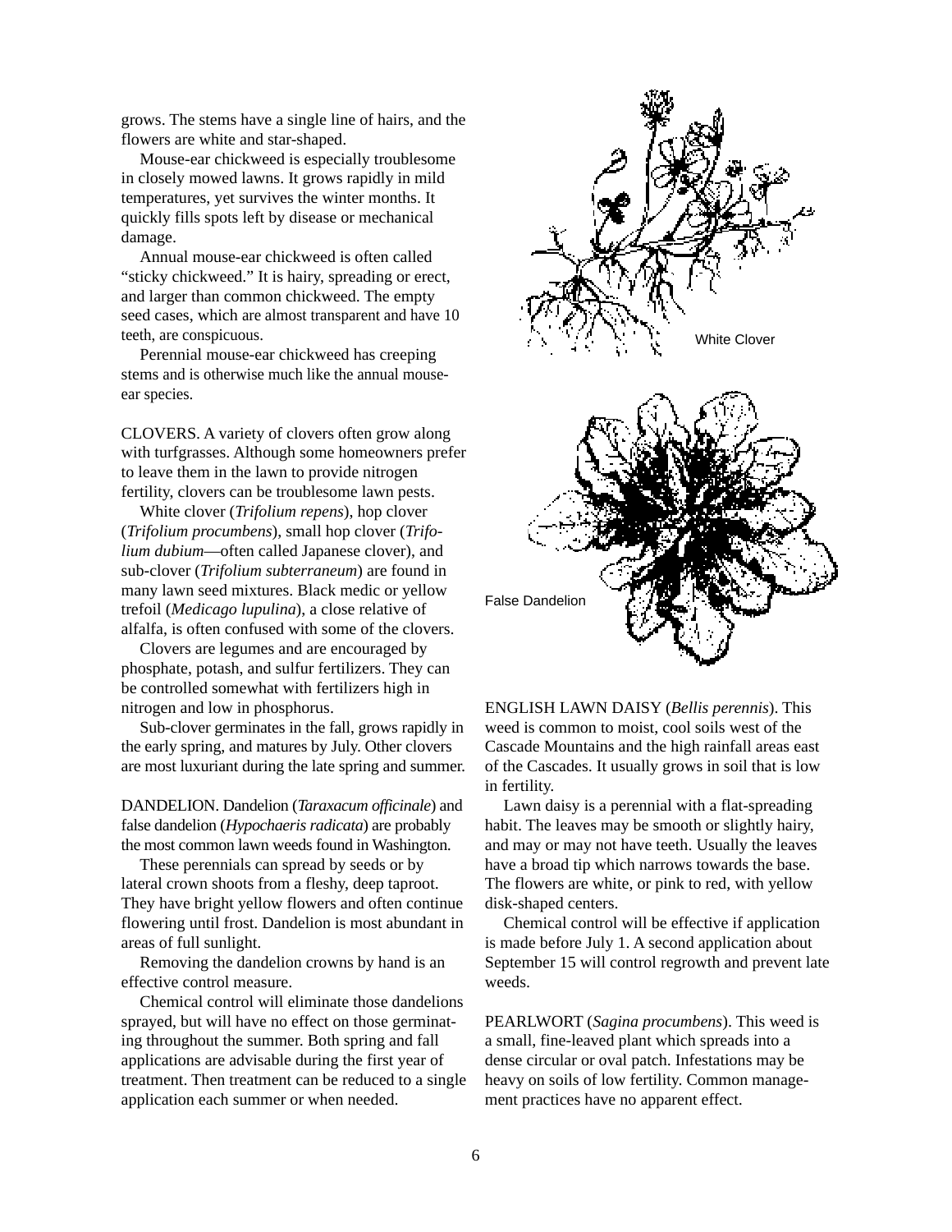grows. The stems have a single line of hairs, and the flowers are white and star-shaped.

Mouse-ear chickweed is especially troublesome in closely mowed lawns. It grows rapidly in mild temperatures, yet survives the winter months. It quickly fills spots left by disease or mechanical damage.

Annual mouse-ear chickweed is often called "sticky chickweed." It is hairy, spreading or erect, and larger than common chickweed. The empty seed cases, which are almost transparent and have 10 teeth, are conspicuous.

Perennial mouse-ear chickweed has creeping stems and is otherwise much like the annual mouse-ear species.

CLOVERS. A variety of clovers often grow along with turfgrasses. Although some homeowners prefer to leave them in the lawn to provide nitrogen fertility, clovers can be troublesome lawn pests.

White clover (*Trifolium repens*), hop clover (*Trifolium procumbens*), small hop clover (*Trifolium dubium*—often called Japanese clover), and sub-clover (*Trifolium subterraneum*) are found in many lawn seed mixtures. Black medic or yellow trefoil (*Medicago lupulina*), a close relative of alfalfa, is often confused with some of the clovers.

Clovers are legumes and are encouraged by phosphate, potash, and sulfur fertilizers. They can be controlled somewhat with fertilizers high in nitrogen and low in phosphorus.

Sub-clover germinates in the fall, grows rapidly in the early spring, and matures by July. Other clovers are most luxuriant during the late spring and summer.

DANDELION. Dandelion (*Taraxacum officinale*) and false dandelion (*Hypochaeris radicata*) are probably the most common lawn weeds found in Washington.

These perennials can spread by seeds or by lateral crown shoots from a fleshy, deep taproot. They have bright yellow flowers and often continue flowering until frost. Dandelion is most abundant in areas of full sunlight.

Removing the dandelion crowns by hand is an effective control measure.

Chemical control will eliminate those dandelions sprayed, but will have no effect on those germinating throughout the summer. Both spring and fall applications are advisable during the first year of treatment. Then treatment can be reduced to a single application each summer or when needed.

White Clover

False Dandelion

ENGLISH LAWN DAISY (*Bellis perennis*). This weed is common to moist, cool soils west of the Cascade Mountains and the high rainfall areas east of the Cascades. It usually grows in soil that is low in fertility.

Lawn daisy is a perennial with a flat-spreading habit. The leaves may be smooth or slightly hairy, and may or may not have teeth. Usually the leaves have a broad tip which narrows towards the base. The flowers are white, or pink to red, with yellow disk-shaped centers.

Chemical control will be effective if application is made before July 1. A second application about September 15 will control regrowth and prevent late weeds.

PEARLWORT (*Sagina procumbens*). This weed is a small, fine-leaved plant which spreads into a dense circular or oval patch. Infestations may be heavy on soils of low fertility. Common management practices have no apparent effect.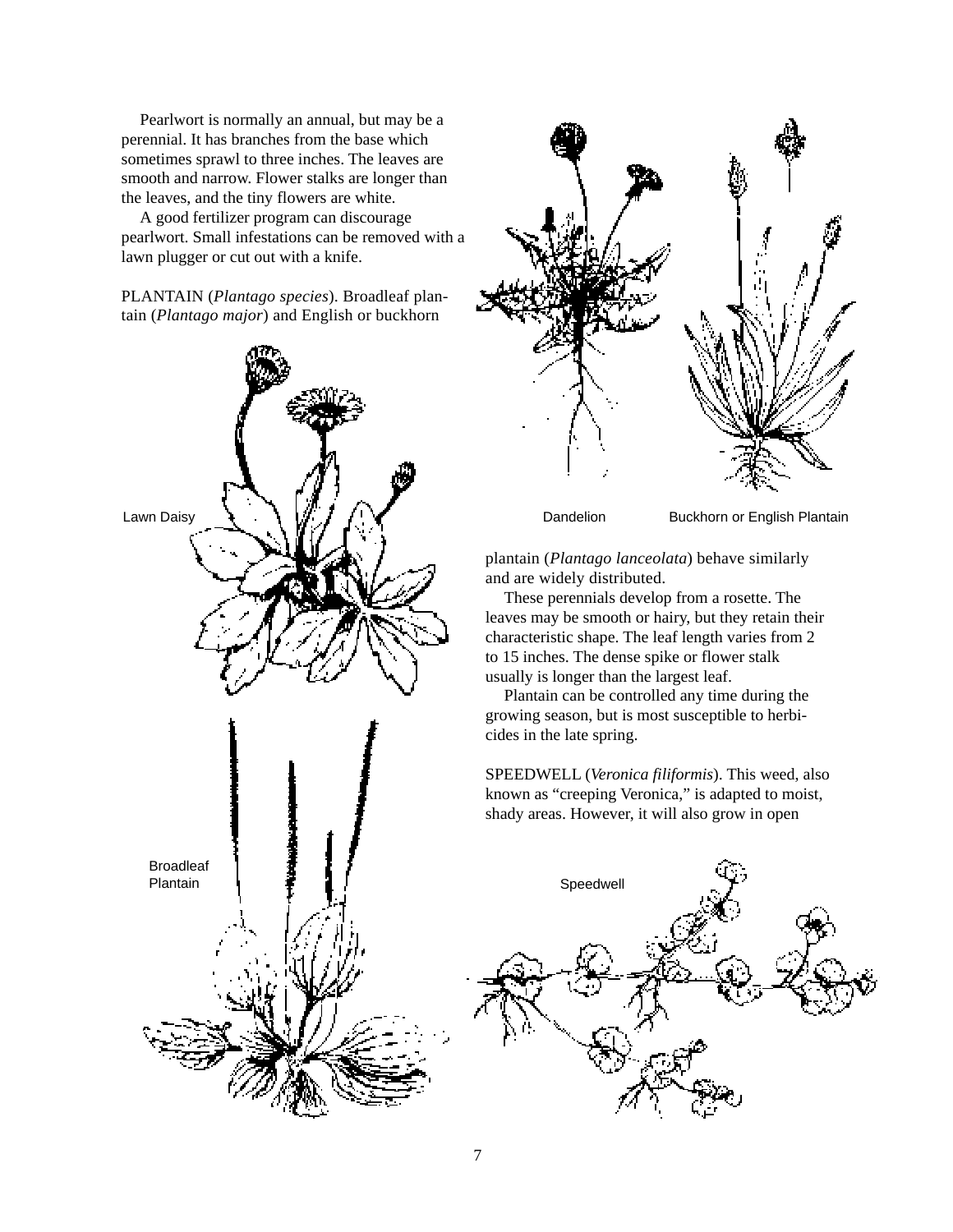Pearlwort is normally an annual, but may be a perennial. It has branches from the base which sometimes sprawl to three inches. The leaves are smooth and narrow. Flower stalks are longer than the leaves, and the tiny flowers are white.

A good fertilizer program can discourage pearlwort. Small infestations can be removed with a lawn plugger or cut out with a knife.

PLANTAIN (*Plantago species*). Broadleaf plantain (*Plantago major*) and English or buckhorn plantain (*Plantago lanceolata*) behave similarly and are widely distributed.

These perennials develop from a rosette. The leaves may be smooth or hairy, but they retain their characteristic shape. The leaf length varies from 2 to 15 inches. The dense spike or flower stalk usually is longer than the largest leaf.

Plantain can be controlled any time during the growing season, but is most susceptible to herbicides in the late spring.

SPEEDWELL (*Veronica filiformis*). This weed, also known as "creeping Veronica," is adapted to moist, shady areas. However, it will also grow in open

Lawn Daisy

Dandelion

Buckhorn or English Plantain

Broadleaf Plantain

Speedwell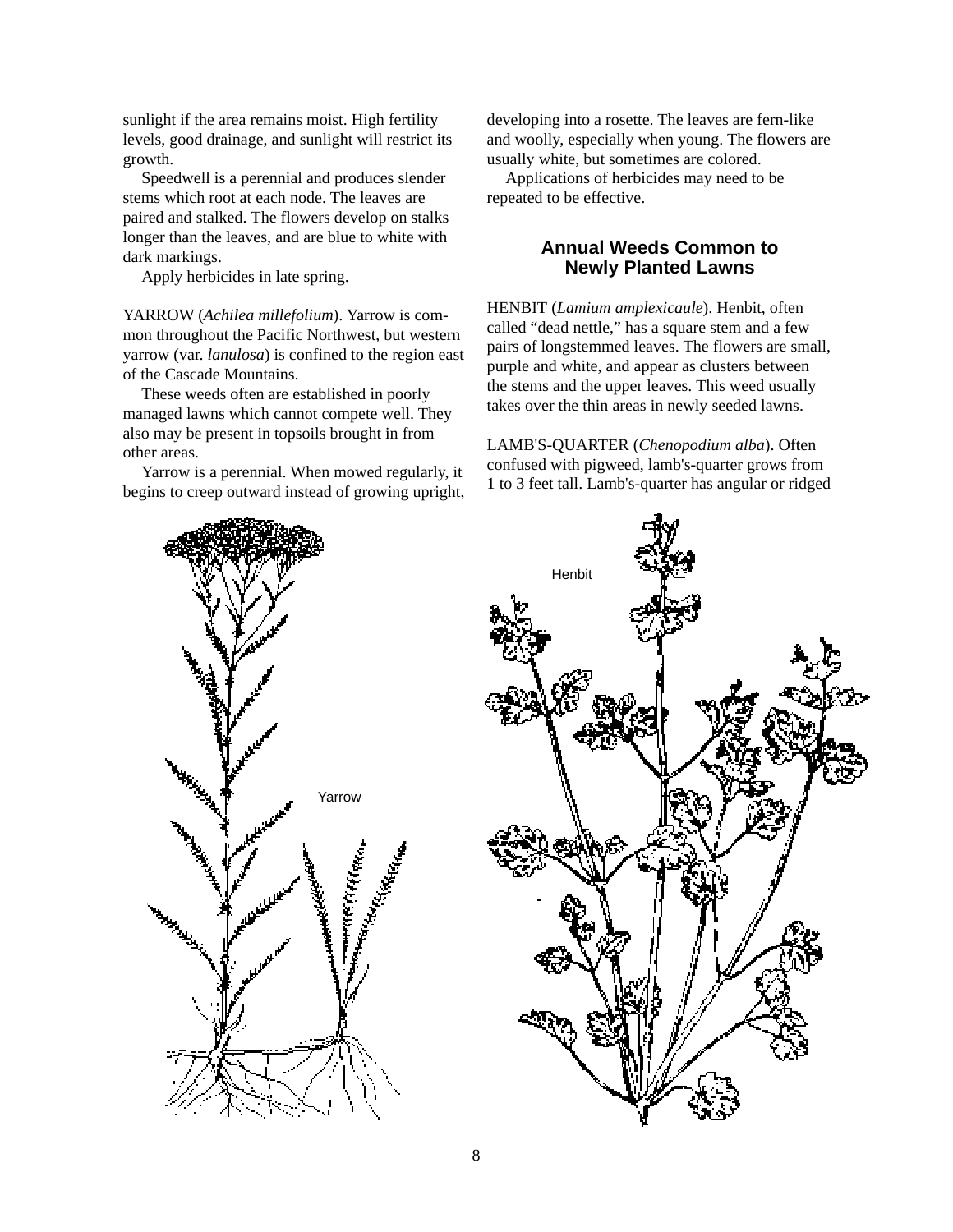sunlight if the area remains moist. High fertility levels, good drainage, and sunlight will restrict its growth.

Speedwell is a perennial and produces slender stems which root at each node. The leaves are paired and stalked. The flowers develop on stalks longer than the leaves, and are blue to white with dark markings.

Apply herbicides in late spring.

YARROW (*Achilea millefolium*). Yarrow is common throughout the Pacific Northwest, but western yarrow (var. *lanulosa*) is confined to the region east of the Cascade Mountains.

These weeds often are established in poorly managed lawns which cannot compete well. They also may be present in topsoils brought in from other areas.

Yarrow is a perennial. When mowed regularly, it begins to creep outward instead of growing upright, developing into a rosette. The leaves are fern-like and woolly, especially when young. The flowers are usually white, but sometimes are colored.

Applications of herbicides may need to be repeated to be effective.

## Annual Weeds Common to Newly Planted Lawns

HENBIT (*Lamium amplexicaule*). Henbit, often called "dead nettle," has a square stem and a few pairs of longstemmed leaves. The flowers are small, purple and white, and appear as clusters between the stems and the upper leaves. This weed usually takes over the thin areas in newly seeded lawns.

LAMB'S-QUARTER (*Chenopodium alba*). Often confused with pigweed, lamb's-quarter grows from 1 to 3 feet tall. Lamb's-quarter has angular or ridged

Yarrow

Henbit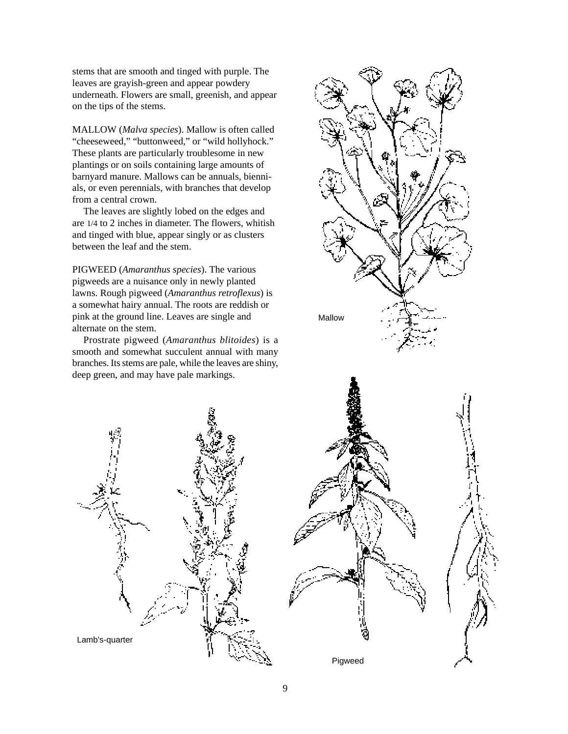stems that are smooth and tinged with purple. The leaves are grayish-green and appear powdery underneath. Flowers are small, greenish, and appear on the tips of the stems.

MALLOW (*Malva species*). Mallow is often called "cheeseweed," "buttonweed," or "wild hollyhock." These plants are particularly troublesome in new plantings or on soils containing large amounts of barnyard manure. Mallows can be annuals, biennials, or even perennials, with branches that develop from a central crown.

The leaves are slightly lobed on the edges and are 1/4 to 2 inches in diameter. The flowers, whitish and tinged with blue, appear singly or as clusters between the leaf and the stem.

PIGWEED (*Amaranthus species*). The various pigweeds are a nuisance only in newly planted lawns. Rough pigweed (*Amaranthus retroflexus*) is a somewhat hairy annual. The roots are reddish or pink at the ground line. Leaves are single and alternate on the stem.

Prostrate pigweed (*Amaranthus blitoides*) is a smooth and somewhat succulent annual with many branches. Its stems are pale, while the leaves are shiny, deep green, and may have pale markings.

Mallow

Lamb's-quarter

Pigweed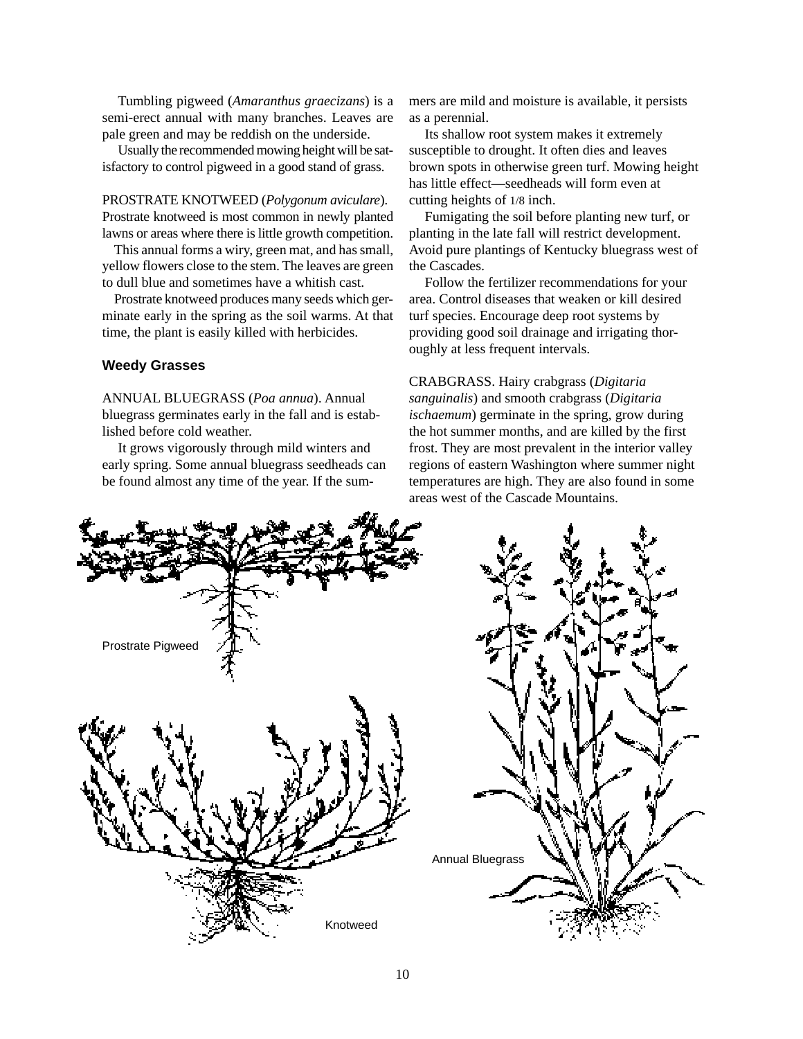Tumbling pigweed (*Amaranthus graecizans*) is a semi-erect annual with many branches. Leaves are pale green and may be reddish on the underside.

Usually the recommended mowing height will be satisfactory to control pigweed in a good stand of grass.

PROSTRATE KNOTWEED (*Polygonum aviculare*). Prostrate knotweed is most common in newly planted lawns or areas where there is little growth competition.

This annual forms a wiry, green mat, and has small, yellow flowers close to the stem. The leaves are green to dull blue and sometimes have a whitish cast.

Prostrate knotweed produces many seeds which germinate early in the spring as the soil warms. At that time, the plant is easily killed with herbicides.

### Weedy Grasses

ANNUAL BLUEGRASS (*Poa annua*). Annual bluegrass germinates early in the fall and is established before cold weather.

It grows vigorously through mild winters and early spring. Some annual bluegrass seedheads can be found almost any time of the year. If the summers are mild and moisture is available, it persists as a perennial.

Its shallow root system makes it extremely susceptible to drought. It often dies and leaves brown spots in otherwise green turf. Mowing height has little effect—seedheads will form even at cutting heights of 1/8 inch.

Fumigating the soil before planting new turf, or planting in the late fall will restrict development. Avoid pure plantings of Kentucky bluegrass west of the Cascades.

Follow the fertilizer recommendations for your area. Control diseases that weaken or kill desired turf species. Encourage deep root systems by providing good soil drainage and irrigating thoroughly at less frequent intervals.

CRABGRASS. Hairy crabgrass (*Digitaria sanguinalis*) and smooth crabgrass (*Digitaria ischaemum*) germinate in the spring, grow during the hot summer months, and are killed by the first frost. They are most prevalent in the interior valley regions of eastern Washington where summer night temperatures are high. They are also found in some areas west of the Cascade Mountains.

Prostrate Pigweed

Knotweed

Annual Bluegrass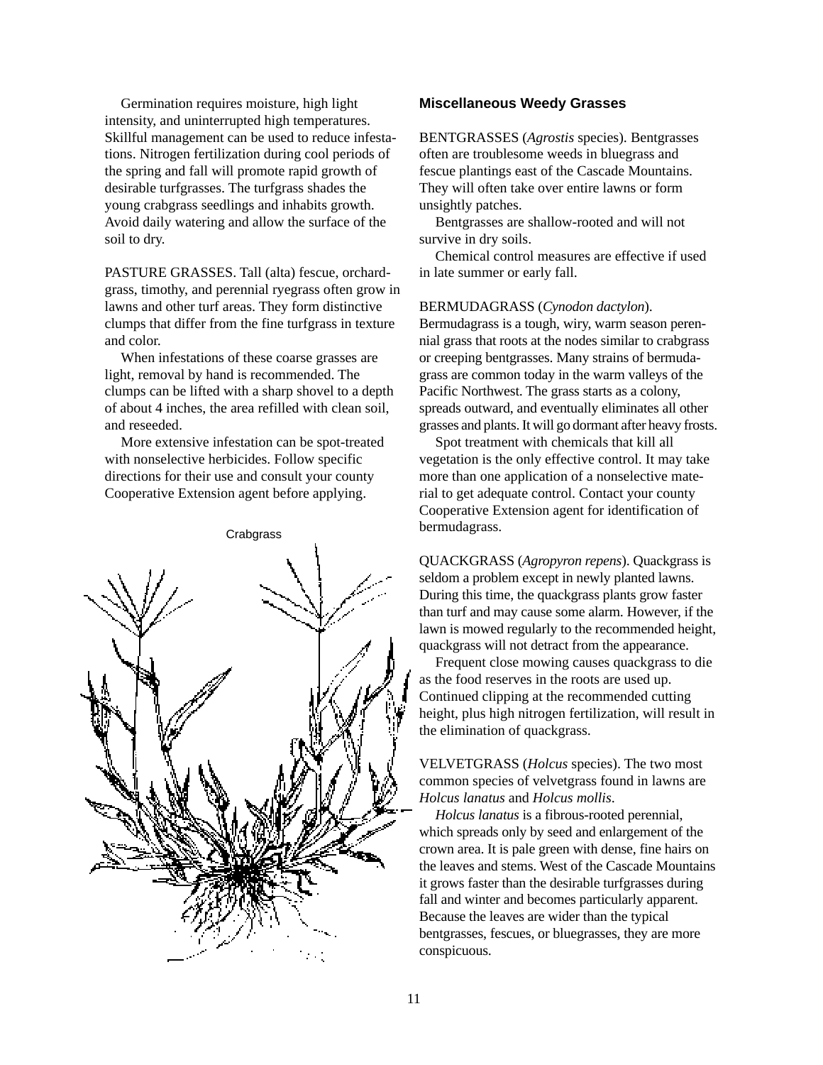Germination requires moisture, high light intensity, and uninterrupted high temperatures. Skillful management can be used to reduce infestations. Nitrogen fertilization during cool periods of the spring and fall will promote rapid growth of desirable turfgrasses. The turfgrass shades the young crabgrass seedlings and inhabits growth. Avoid daily watering and allow the surface of the soil to dry.

PASTURE GRASSES. Tall (alta) fescue, orchardgrass, timothy, and perennial ryegrass often grow in lawns and other turf areas. They form distinctive clumps that differ from the fine turfgrass in texture and color.

When infestations of these coarse grasses are light, removal by hand is recommended. The clumps can be lifted with a sharp shovel to a depth of about 4 inches, the area refilled with clean soil, and reseeded.

More extensive infestation can be spot-treated with nonselective herbicides. Follow specific directions for their use and consult your county Cooperative Extension agent before applying.

Crabgrass

### Miscellaneous Weedy Grasses

BENTGRASSES (*Agrostis* species). Bentgrasses often are troublesome weeds in bluegrass and fescue plantings east of the Cascade Mountains. They will often take over entire lawns or form unsightly patches.

Bentgrasses are shallow-rooted and will not survive in dry soils.

Chemical control measures are effective if used in late summer or early fall.

BERMUDAGRASS (*Cynodon dactylon*). Bermudagrass is a tough, wiry, warm season perennial grass that roots at the nodes similar to crabgrass or creeping bentgrasses. Many strains of bermudagrass are common today in the warm valleys of the Pacific Northwest. The grass starts as a colony, spreads outward, and eventually eliminates all other grasses and plants. It will go dormant after heavy frosts.

Spot treatment with chemicals that kill all vegetation is the only effective control. It may take more than one application of a nonselective material to get adequate control. Contact your county Cooperative Extension agent for identification of bermudagrass.

QUACKGRASS (*Agropyron repens*). Quackgrass is seldom a problem except in newly planted lawns. During this time, the quackgrass plants grow faster than turf and may cause some alarm. However, if the lawn is mowed regularly to the recommended height, quackgrass will not detract from the appearance.

Frequent close mowing causes quackgrass to die as the food reserves in the roots are used up. Continued clipping at the recommended cutting height, plus high nitrogen fertilization, will result in the elimination of quackgrass.

VELVETGRASS (*Holcus* species). The two most common species of velvetgrass found in lawns are *Holcus lanatus* and *Holcus mollis*.

*Holcus lanatus* is a fibrous-rooted perennial, which spreads only by seed and enlargement of the crown area. It is pale green with dense, fine hairs on the leaves and stems. West of the Cascade Mountains it grows faster than the desirable turfgrasses during fall and winter and becomes particularly apparent. Because the leaves are wider than the typical bentgrasses, fescues, or bluegrasses, they are more conspicuous.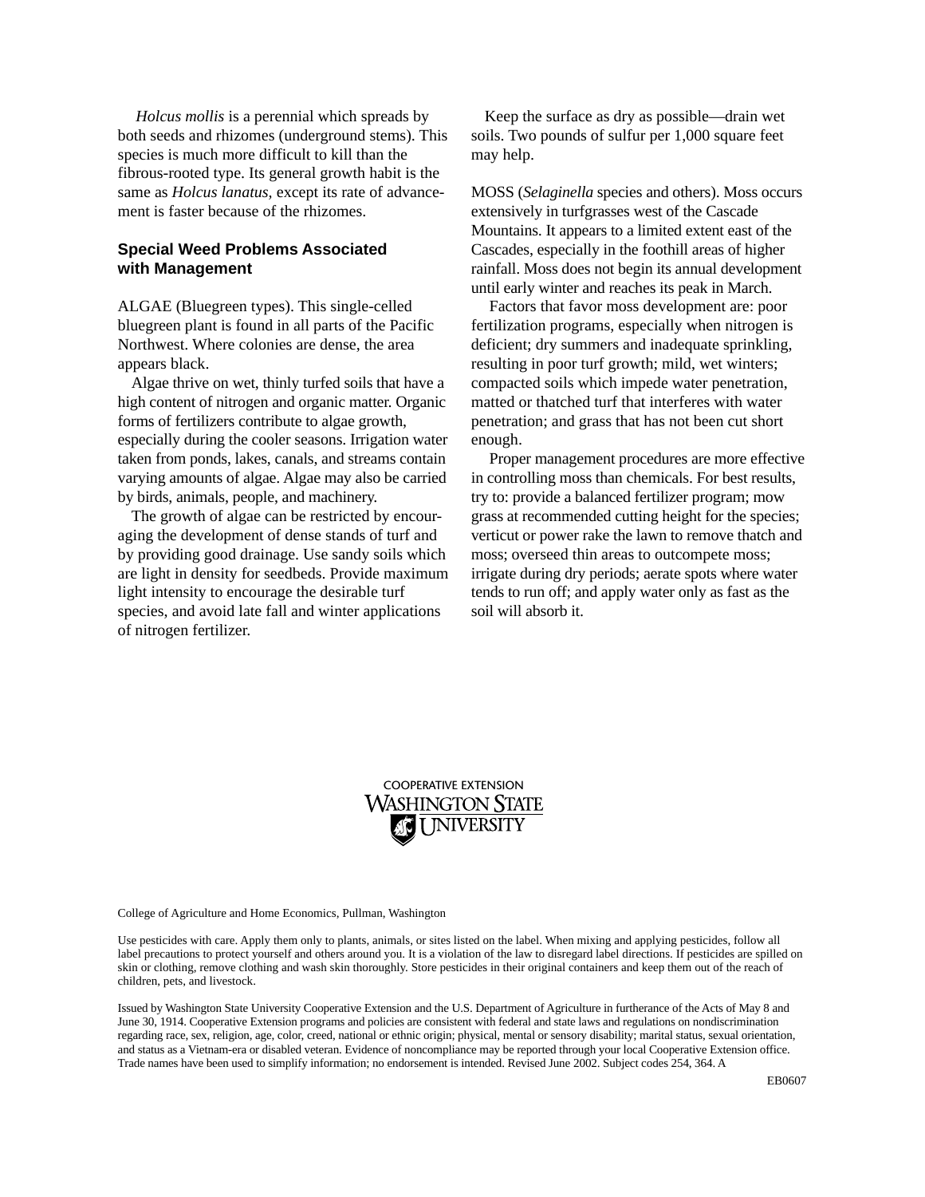*Holcus mollis* is a perennial which spreads by both seeds and rhizomes (underground stems). This species is much more difficult to kill than the fibrous-rooted type. Its general growth habit is the same as *Holcus lanatus,* except its rate of advancement is faster because of the rhizomes.

### Special Weed Problems Associated with Management

ALGAE (Bluegreen types). This single-celled bluegreen plant is found in all parts of the Pacific Northwest. Where colonies are dense, the area appears black.

Algae thrive on wet, thinly turfed soils that have a high content of nitrogen and organic matter. Organic forms of fertilizers contribute to algae growth, especially during the cooler seasons. Irrigation water taken from ponds, lakes, canals, and streams contain varying amounts of algae. Algae may also be carried by birds, animals, people, and machinery.

The growth of algae can be restricted by encouraging the development of dense stands of turf and by providing good drainage. Use sandy soils which are light in density for seedbeds. Provide maximum light intensity to encourage the desirable turf species, and avoid late fall and winter applications of nitrogen fertilizer.

Keep the surface as dry as possible—drain wet soils. Two pounds of sulfur per 1,000 square feet may help.

MOSS (*Selaginella* species and others). Moss occurs extensively in turfgrasses west of the Cascade Mountains. It appears to a limited extent east of the Cascades, especially in the foothill areas of higher rainfall. Moss does not begin its annual development until early winter and reaches its peak in March.

Factors that favor moss development are: poor fertilization programs, especially when nitrogen is deficient; dry summers and inadequate sprinkling, resulting in poor turf growth; mild, wet winters; compacted soils which impede water penetration, matted or thatched turf that interferes with water penetration; and grass that has not been cut short enough.

Proper management procedures are more effective in controlling moss than chemicals. For best results, try to: provide a balanced fertilizer program; mow grass at recommended cutting height for the species; verticut or power rake the lawn to remove thatch and moss; overseed thin areas to outcompete moss; irrigate during dry periods; aerate spots where water tends to run off; and apply water only as fast as the soil will absorb it.

COOPERATIVE EXTENSION
WASHINGTON STATE UNIVERSITY

College of Agriculture and Home Economics, Pullman, Washington

Use pesticides with care. Apply them only to plants, animals, or sites listed on the label. When mixing and applying pesticides, follow all label precautions to protect yourself and others around you. It is a violation of the law to disregard label directions. If pesticides are spilled on skin or clothing, remove clothing and wash skin thoroughly. Store pesticides in their original containers and keep them out of the reach of children, pets, and livestock.

Issued by Washington State University Cooperative Extension and the U.S. Department of Agriculture in furtherance of the Acts of May 8 and June 30, 1914. Cooperative Extension programs and policies are consistent with federal and state laws and regulations on nondiscrimination regarding race, sex, religion, age, color, creed, national or ethnic origin; physical, mental or sensory disability; marital status, sexual orientation, and status as a Vietnam-era or disabled veteran. Evidence of noncompliance may be reported through your local Cooperative Extension office. Trade names have been used to simplify information; no endorsement is intended. Revised June 2002. Subject codes 254, 364. A

EB0607